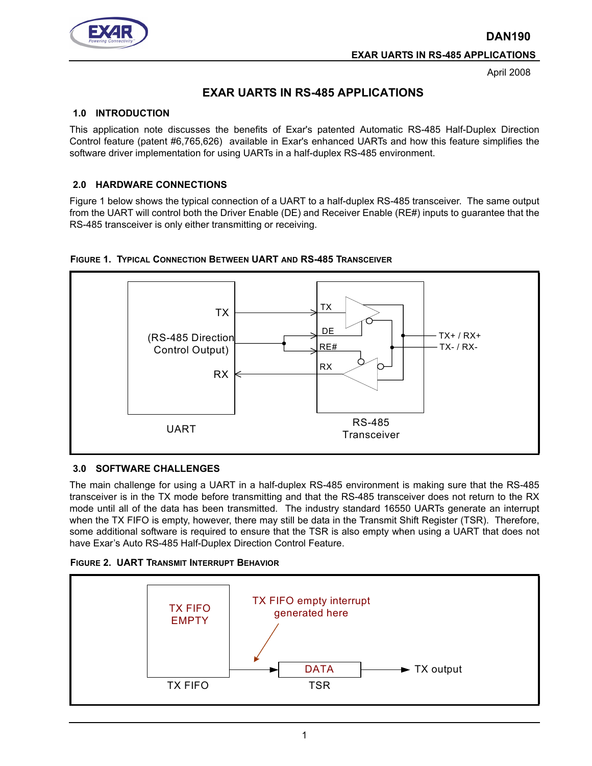# EXAR UARTS IN RS-485 APPLICATIONS

April 2008

## 1.0 INTRODUCTION

This application note discusses the benefits of Exar's patented Automatic RS-485 Half-Duplex Direction Control feature (patent #6,765,626) available in Exar's enhanced UARTs and how this feature simplifies the software driver implementation for using UARTs in a half-duplex RS-485 environment.

## 2.0 HARDWARE CONNECTIONS

Figure 1 below shows the typical connection of a UART to a half-duplex RS-485 transceiver. The same output from the UART will control both the Driver Enable (DE) and Receiver Enable (RE#) inputs to guarantee that the RS-485 transceiver is only either transmitting or receiving.

**FIGURE 1. TYPICAL CONNECTION BETWEEN UART AND RS-485 TRANSCEIVER**

TX

(RS-485 Direction Control Output)

RX

UART

TX

DE

RE#

RX

RS-485 Transceiver

TX+ / RX+

TX- / RX-

## 3.0 SOFTWARE CHALLENGES

The main challenge for using a UART in a half-duplex RS-485 environment is making sure that the RS-485 transceiver is in the TX mode before transmitting and that the RS-485 transceiver does not return to the RX mode until all of the data has been transmitted. The industry standard 16550 UARTs generate an interrupt when the TX FIFO is empty, however, there may still be data in the Transmit Shift Register (TSR). Therefore, some additional software is required to ensure that the TSR is also empty when using a UART that does not have Exar's Auto RS-485 Half-Duplex Direction Control Feature.

**FIGURE 2. UART TRANSMIT INTERRUPT BEHAVIOR**

TX FIFO EMPTY

TX FIFO

TX FIFO empty interrupt generated here

DATA

TSR

TX output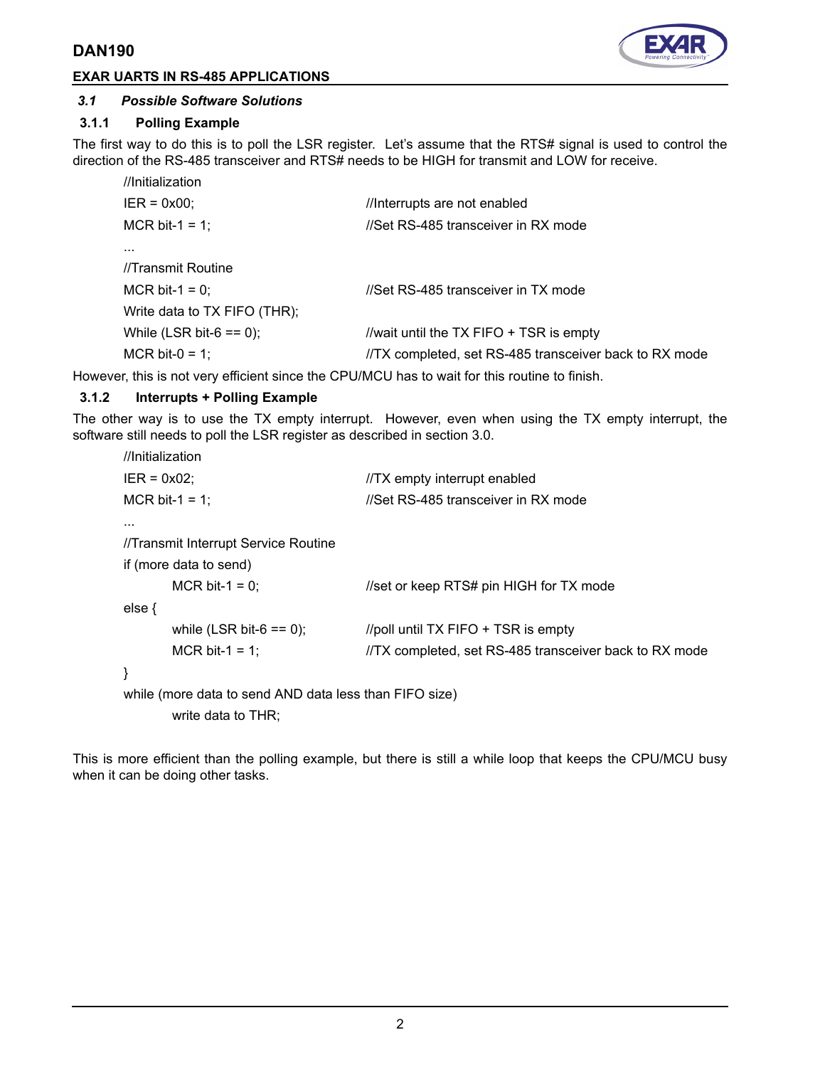### 3.1 *Possible Software Solutions*

#### 3.1.1 Polling Example

The first way to do this is to poll the LSR register. Let's assume that the RTS# signal is used to control the direction of the RS-485 transceiver and RTS# needs to be HIGH for transmit and LOW for receive.

```
//Initialization
IER = 0x00;                     //Interrupts are not enabled
MCR bit-1 = 1;                  //Set RS-485 transceiver in RX mode
...
//Transmit Routine
MCR bit-1 = 0;                  //Set RS-485 transceiver in TX mode
Write data to TX FIFO (THR);
While (LSR bit-6 == 0);         //wait until the TX FIFO + TSR is empty
MCR bit-0 = 1;                  //TX completed, set RS-485 transceiver back to RX mode
```

However, this is not very efficient since the CPU/MCU has to wait for this routine to finish.

#### 3.1.2 Interrupts + Polling Example

The other way is to use the TX empty interrupt. However, even when using the TX empty interrupt, the software still needs to poll the LSR register as described in section 3.0.

```
//Initialization
IER = 0x02;                     //TX empty interrupt enabled
MCR bit-1 = 1;                  //Set RS-485 transceiver in RX mode
...
//Transmit Interrupt Service Routine
if (more data to send)
        MCR bit-1 = 0;          //set or keep RTS# pin HIGH for TX mode
else {
        while (LSR bit-6 == 0); //poll until TX FIFO + TSR is empty
        MCR bit-1 = 1;          //TX completed, set RS-485 transceiver back to RX mode
}
while (more data to send AND data less than FIFO size)
        write data to THR;
```

This is more efficient than the polling example, but there is still a while loop that keeps the CPU/MCU busy when it can be doing other tasks.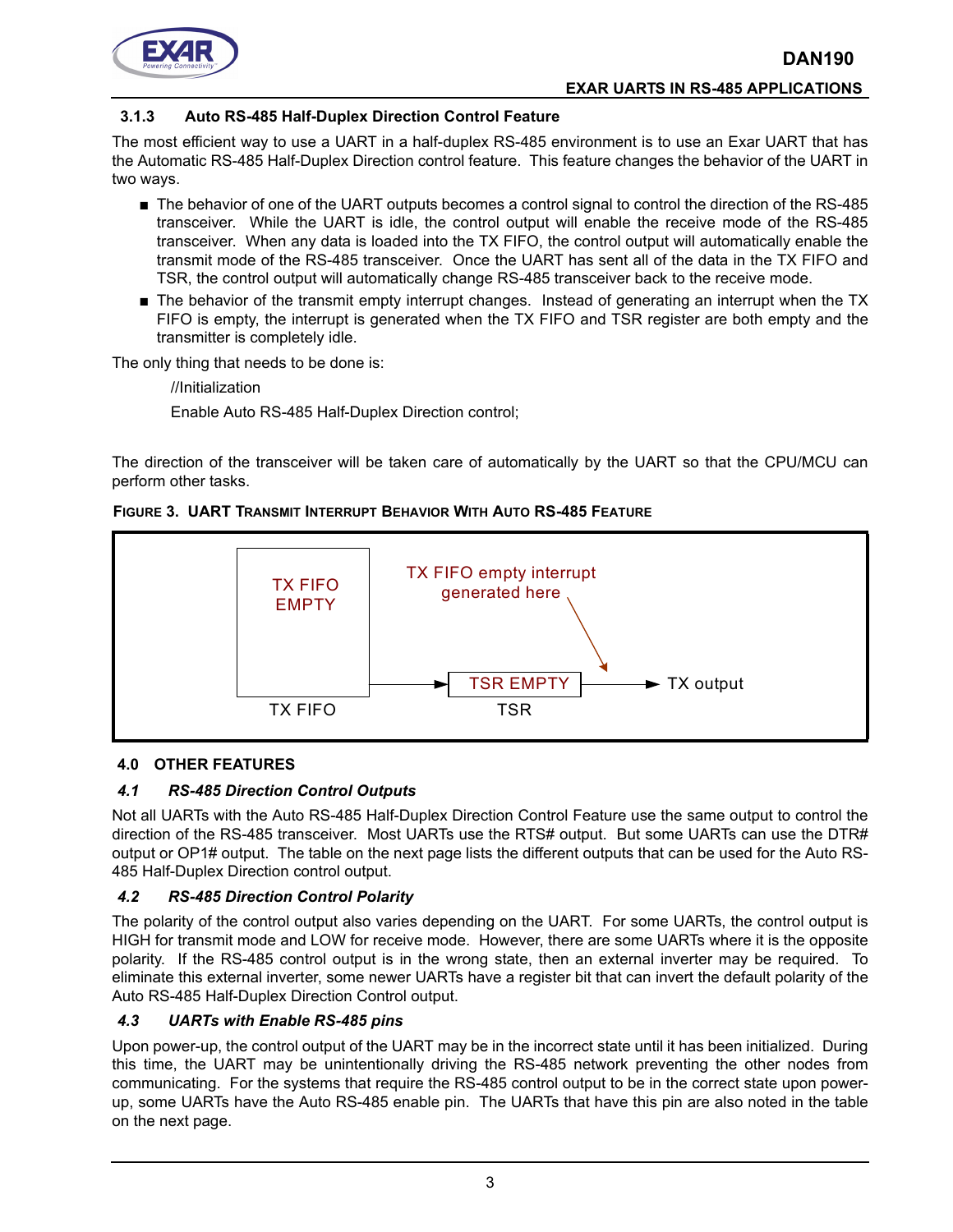### 3.1.3 Auto RS-485 Half-Duplex Direction Control Feature

The most efficient way to use a UART in a half-duplex RS-485 environment is to use an Exar UART that has the Automatic RS-485 Half-Duplex Direction control feature. This feature changes the behavior of the UART in two ways.

- The behavior of one of the UART outputs becomes a control signal to control the direction of the RS-485 transceiver. While the UART is idle, the control output will enable the receive mode of the RS-485 transceiver. When any data is loaded into the TX FIFO, the control output will automatically enable the transmit mode of the RS-485 transceiver. Once the UART has sent all of the data in the TX FIFO and TSR, the control output will automatically change RS-485 transceiver back to the receive mode.
- The behavior of the transmit empty interrupt changes. Instead of generating an interrupt when the TX FIFO is empty, the interrupt is generated when the TX FIFO and TSR register are both empty and the transmitter is completely idle.

The only thing that needs to be done is:

```
//Initialization
Enable Auto RS-485 Half-Duplex Direction control;
```

The direction of the transceiver will be taken care of automatically by the UART so that the CPU/MCU can perform other tasks.

**FIGURE 3. UART TRANSMIT INTERRUPT BEHAVIOR WITH AUTO RS-485 FEATURE**

TX FIFO EMPTY — TX FIFO → TSR EMPTY — TSR → TX output

TX FIFO empty interrupt generated here

## 4.0 OTHER FEATURES

### *4.1 RS-485 Direction Control Outputs*

Not all UARTs with the Auto RS-485 Half-Duplex Direction Control Feature use the same output to control the direction of the RS-485 transceiver. Most UARTs use the RTS# output. But some UARTs can use the DTR# output or OP1# output. The table on the next page lists the different outputs that can be used for the Auto RS-485 Half-Duplex Direction control output.

### *4.2 RS-485 Direction Control Polarity*

The polarity of the control output also varies depending on the UART. For some UARTs, the control output is HIGH for transmit mode and LOW for receive mode. However, there are some UARTs where it is the opposite polarity. If the RS-485 control output is in the wrong state, then an external inverter may be required. To eliminate this external inverter, some newer UARTs have a register bit that can invert the default polarity of the Auto RS-485 Half-Duplex Direction Control output.

### *4.3 UARTs with Enable RS-485 pins*

Upon power-up, the control output of the UART may be in the incorrect state until it has been initialized. During this time, the UART may be unintentionally driving the RS-485 network preventing the other nodes from communicating. For the systems that require the RS-485 control output to be in the correct state upon power-up, some UARTs have the Auto RS-485 enable pin. The UARTs that have this pin are also noted in the table on the next page.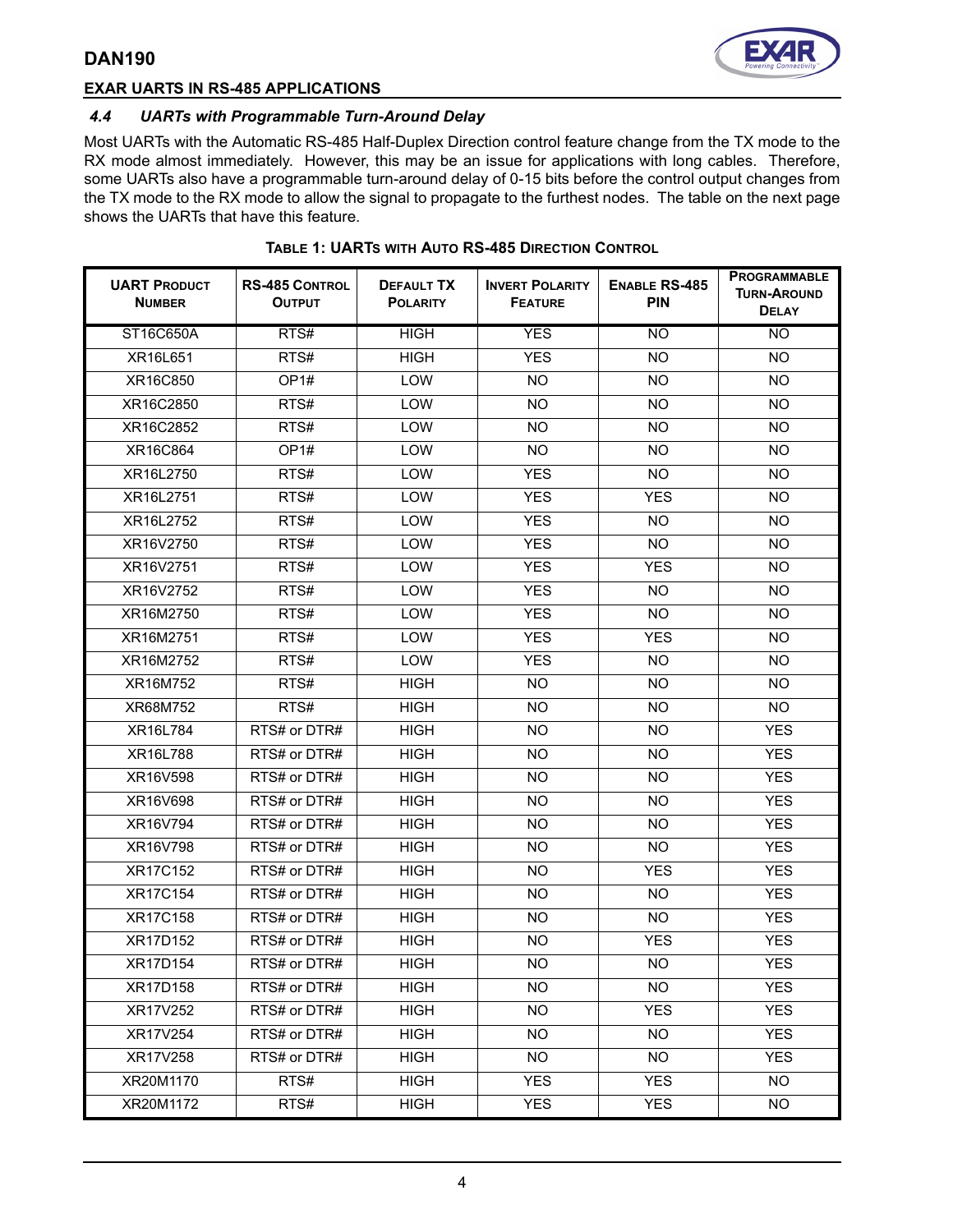### 4.4 UARTs with Programmable Turn-Around Delay

Most UARTs with the Automatic RS-485 Half-Duplex Direction control feature change from the TX mode to the RX mode almost immediately. However, this may be an issue for applications with long cables. Therefore, some UARTs also have a programmable turn-around delay of 0-15 bits before the control output changes from the TX mode to the RX mode to allow the signal to propagate to the furthest nodes. The table on the next page shows the UARTs that have this feature.

**Table 1: UARTs with Auto RS-485 Direction Control**

| UART Product Number | RS-485 Control Output | Default TX Polarity | Invert Polarity Feature | Enable RS-485 PIN | Programmable Turn-Around Delay |
|---|---|---|---|---|---|
| ST16C650A | RTS# | HIGH | YES | NO | NO |
| XR16L651 | RTS# | HIGH | YES | NO | NO |
| XR16C850 | OP1# | LOW | NO | NO | NO |
| XR16C2850 | RTS# | LOW | NO | NO | NO |
| XR16C2852 | RTS# | LOW | NO | NO | NO |
| XR16C864 | OP1# | LOW | NO | NO | NO |
| XR16L2750 | RTS# | LOW | YES | NO | NO |
| XR16L2751 | RTS# | LOW | YES | YES | NO |
| XR16L2752 | RTS# | LOW | YES | NO | NO |
| XR16V2750 | RTS# | LOW | YES | NO | NO |
| XR16V2751 | RTS# | LOW | YES | YES | NO |
| XR16V2752 | RTS# | LOW | YES | NO | NO |
| XR16M2750 | RTS# | LOW | YES | NO | NO |
| XR16M2751 | RTS# | LOW | YES | YES | NO |
| XR16M2752 | RTS# | LOW | YES | NO | NO |
| XR16M752 | RTS# | HIGH | NO | NO | NO |
| XR68M752 | RTS# | HIGH | NO | NO | NO |
| XR16L784 | RTS# or DTR# | HIGH | NO | NO | YES |
| XR16L788 | RTS# or DTR# | HIGH | NO | NO | YES |
| XR16V598 | RTS# or DTR# | HIGH | NO | NO | YES |
| XR16V698 | RTS# or DTR# | HIGH | NO | NO | YES |
| XR16V794 | RTS# or DTR# | HIGH | NO | NO | YES |
| XR16V798 | RTS# or DTR# | HIGH | NO | NO | YES |
| XR17C152 | RTS# or DTR# | HIGH | NO | YES | YES |
| XR17C154 | RTS# or DTR# | HIGH | NO | NO | YES |
| XR17C158 | RTS# or DTR# | HIGH | NO | NO | YES |
| XR17D152 | RTS# or DTR# | HIGH | NO | YES | YES |
| XR17D154 | RTS# or DTR# | HIGH | NO | NO | YES |
| XR17D158 | RTS# or DTR# | HIGH | NO | NO | YES |
| XR17V252 | RTS# or DTR# | HIGH | NO | YES | YES |
| XR17V254 | RTS# or DTR# | HIGH | NO | NO | YES |
| XR17V258 | RTS# or DTR# | HIGH | NO | NO | YES |
| XR20M1170 | RTS# | HIGH | YES | YES | NO |
| XR20M1172 | RTS# | HIGH | YES | YES | NO |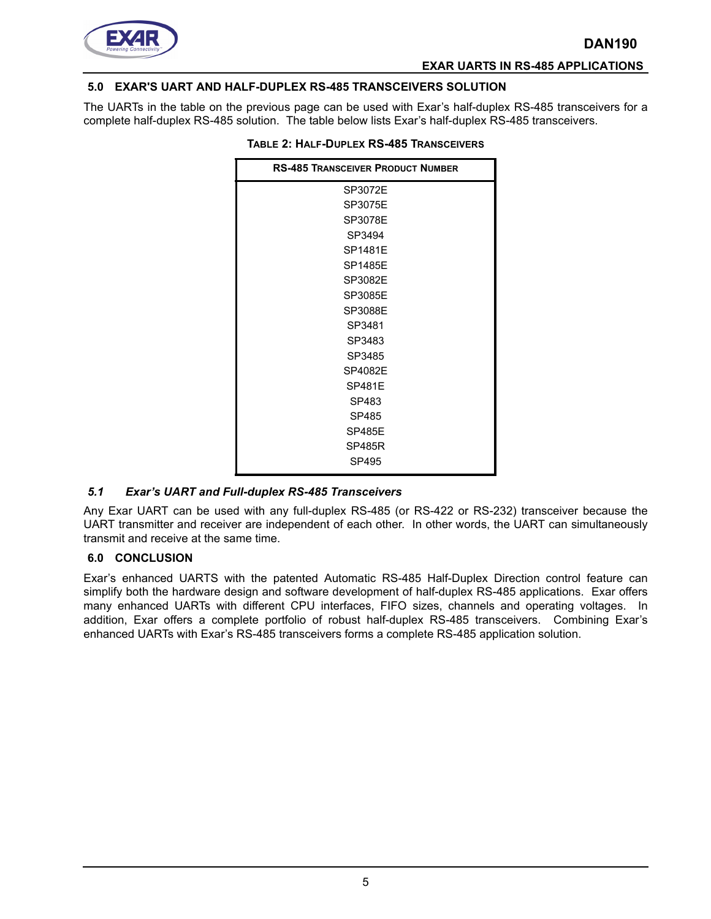## 5.0 EXAR'S UART AND HALF-DUPLEX RS-485 TRANSCEIVERS SOLUTION

The UARTs in the table on the previous page can be used with Exar's half-duplex RS-485 transceivers for a complete half-duplex RS-485 solution. The table below lists Exar's half-duplex RS-485 transceivers.

**TABLE 2: HALF-DUPLEX RS-485 TRANSCEIVERS**

| RS-485 TRANSCEIVER PRODUCT NUMBER |
|---|
| SP3072E |
| SP3075E |
| SP3078E |
| SP3494 |
| SP1481E |
| SP1485E |
| SP3082E |
| SP3085E |
| SP3088E |
| SP3481 |
| SP3483 |
| SP3485 |
| SP4082E |
| SP481E |
| SP483 |
| SP485 |
| SP485E |
| SP485R |
| SP495 |

### *5.1 Exar's UART and Full-duplex RS-485 Transceivers*

Any Exar UART can be used with any full-duplex RS-485 (or RS-422 or RS-232) transceiver because the UART transmitter and receiver are independent of each other. In other words, the UART can simultaneously transmit and receive at the same time.

## 6.0 CONCLUSION

Exar's enhanced UARTS with the patented Automatic RS-485 Half-Duplex Direction control feature can simplify both the hardware design and software development of half-duplex RS-485 applications. Exar offers many enhanced UARTs with different CPU interfaces, FIFO sizes, channels and operating voltages. In addition, Exar offers a complete portfolio of robust half-duplex RS-485 transceivers. Combining Exar's enhanced UARTs with Exar's RS-485 transceivers forms a complete RS-485 application solution.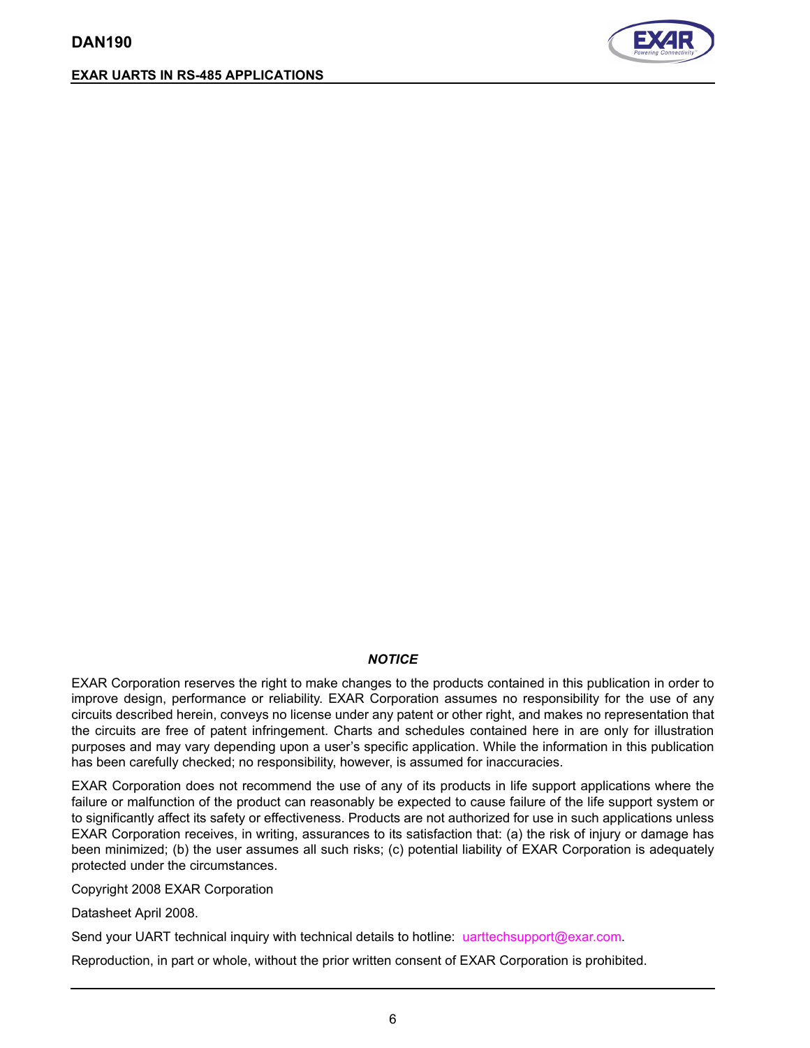***NOTICE***

EXAR Corporation reserves the right to make changes to the products contained in this publication in order to improve design, performance or reliability. EXAR Corporation assumes no responsibility for the use of any circuits described herein, conveys no license under any patent or other right, and makes no representation that the circuits are free of patent infringement. Charts and schedules contained here in are only for illustration purposes and may vary depending upon a user's specific application. While the information in this publication has been carefully checked; no responsibility, however, is assumed for inaccuracies.

EXAR Corporation does not recommend the use of any of its products in life support applications where the failure or malfunction of the product can reasonably be expected to cause failure of the life support system or to significantly affect its safety or effectiveness. Products are not authorized for use in such applications unless EXAR Corporation receives, in writing, assurances to its satisfaction that: (a) the risk of injury or damage has been minimized; (b) the user assumes all such risks; (c) potential liability of EXAR Corporation is adequately protected under the circumstances.

Copyright 2008 EXAR Corporation

Datasheet April 2008.

Send your UART technical inquiry with technical details to hotline: uarttechsupport@exar.com.

Reproduction, in part or whole, without the prior written consent of EXAR Corporation is prohibited.